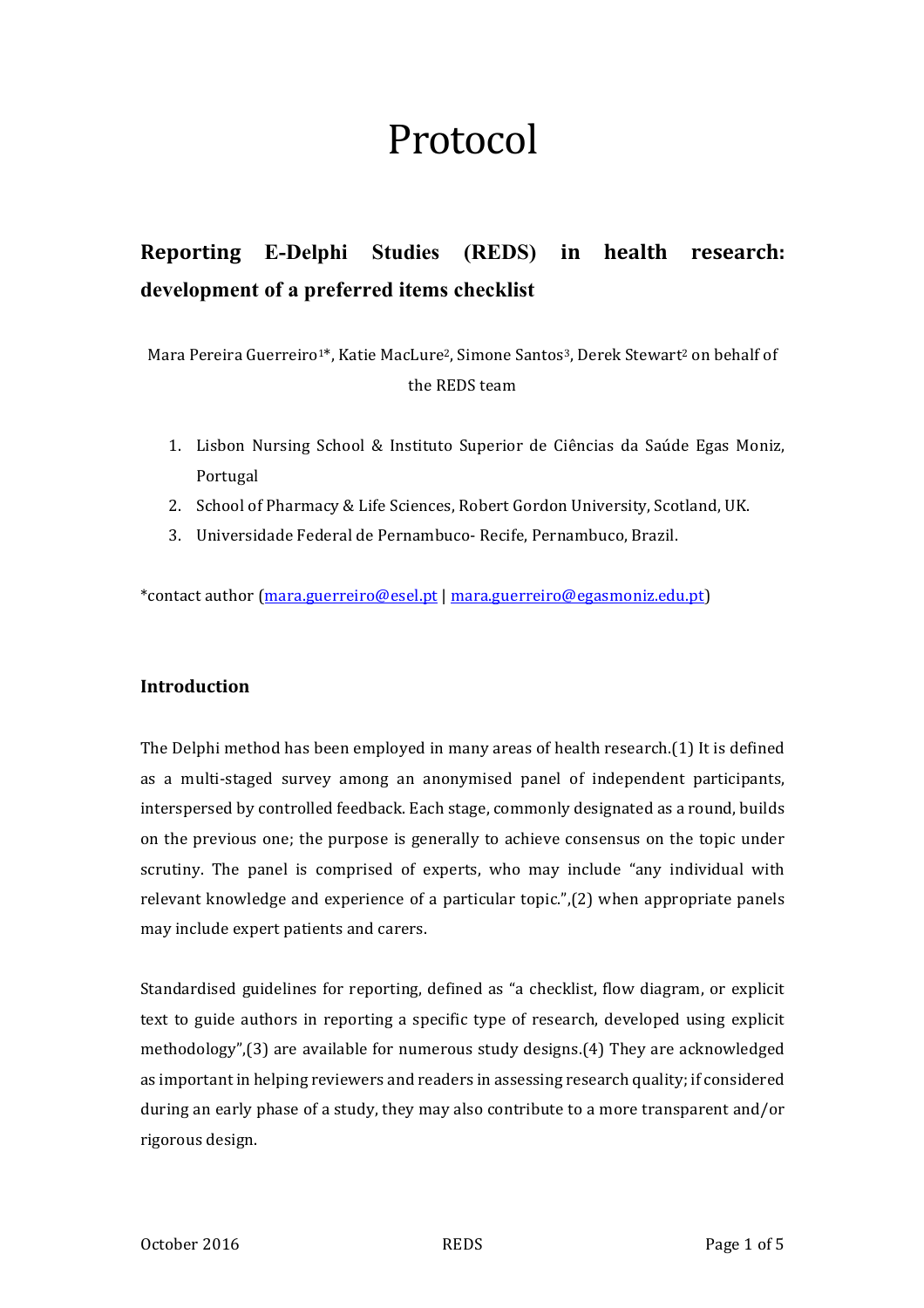# Protocol

## Reporting E-Delphi Studies (REDS) in health research: development of a preferred items checklist

Mara Pereira Guerreiro[1]*, Katie MacLure[2], Simone Santos[3], Derek Stewart[2] on behalf of the REDS team

1. Lisbon Nursing School & Instituto Superior de Ciências da Saúde Egas Moniz, Portugal
2. School of Pharmacy & Life Sciences, Robert Gordon University, Scotland, UK.
3. Universidade Federal de Pernambuco- Recife, Pernambuco, Brazil.

*contact author (mara.guerreiro@esel.pt | mara.guerreiro@egasmoniz.edu.pt)

### Introduction

The Delphi method has been employed in many areas of health research.(1) It is defined as a multi-staged survey among an anonymised panel of independent participants, interspersed by controlled feedback. Each stage, commonly designated as a round, builds on the previous one; the purpose is generally to achieve consensus on the topic under scrutiny. The panel is comprised of experts, who may include "any individual with relevant knowledge and experience of a particular topic.",(2) when appropriate panels may include expert patients and carers.

Standardised guidelines for reporting, defined as "a checklist, flow diagram, or explicit text to guide authors in reporting a specific type of research, developed using explicit methodology",(3) are available for numerous study designs.(4) They are acknowledged as important in helping reviewers and readers in assessing research quality; if considered during an early phase of a study, they may also contribute to a more transparent and/or rigorous design.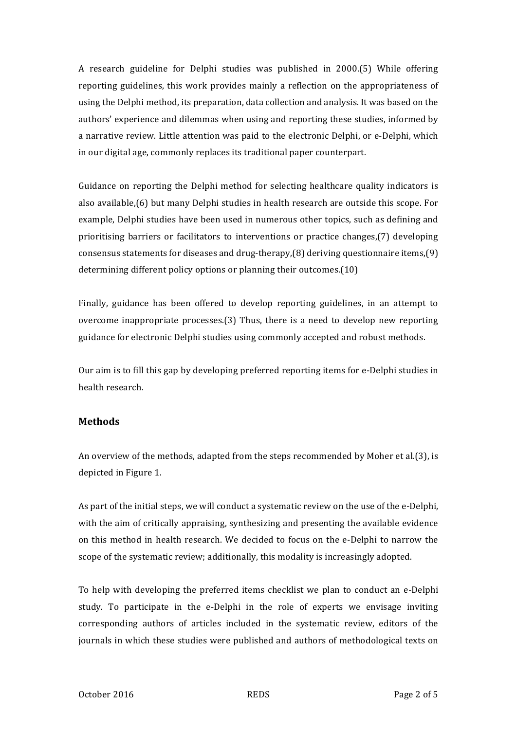A research guideline for Delphi studies was published in 2000.(5) While offering reporting guidelines, this work provides mainly a reflection on the appropriateness of using the Delphi method, its preparation, data collection and analysis. It was based on the authors' experience and dilemmas when using and reporting these studies, informed by a narrative review. Little attention was paid to the electronic Delphi, or e-Delphi, which in our digital age, commonly replaces its traditional paper counterpart.

Guidance on reporting the Delphi method for selecting healthcare quality indicators is also available,(6) but many Delphi studies in health research are outside this scope. For example, Delphi studies have been used in numerous other topics, such as defining and prioritising barriers or facilitators to interventions or practice changes,(7) developing consensus statements for diseases and drug-therapy,(8) deriving questionnaire items,(9) determining different policy options or planning their outcomes.(10)

Finally, guidance has been offered to develop reporting guidelines, in an attempt to overcome inappropriate processes.(3) Thus, there is a need to develop new reporting guidance for electronic Delphi studies using commonly accepted and robust methods.

Our aim is to fill this gap by developing preferred reporting items for e-Delphi studies in health research.

## Methods

An overview of the methods, adapted from the steps recommended by Moher et al.(3), is depicted in Figure 1.

As part of the initial steps, we will conduct a systematic review on the use of the e-Delphi, with the aim of critically appraising, synthesizing and presenting the available evidence on this method in health research. We decided to focus on the e-Delphi to narrow the scope of the systematic review; additionally, this modality is increasingly adopted.

To help with developing the preferred items checklist we plan to conduct an e-Delphi study. To participate in the e-Delphi in the role of experts we envisage inviting corresponding authors of articles included in the systematic review, editors of the journals in which these studies were published and authors of methodological texts on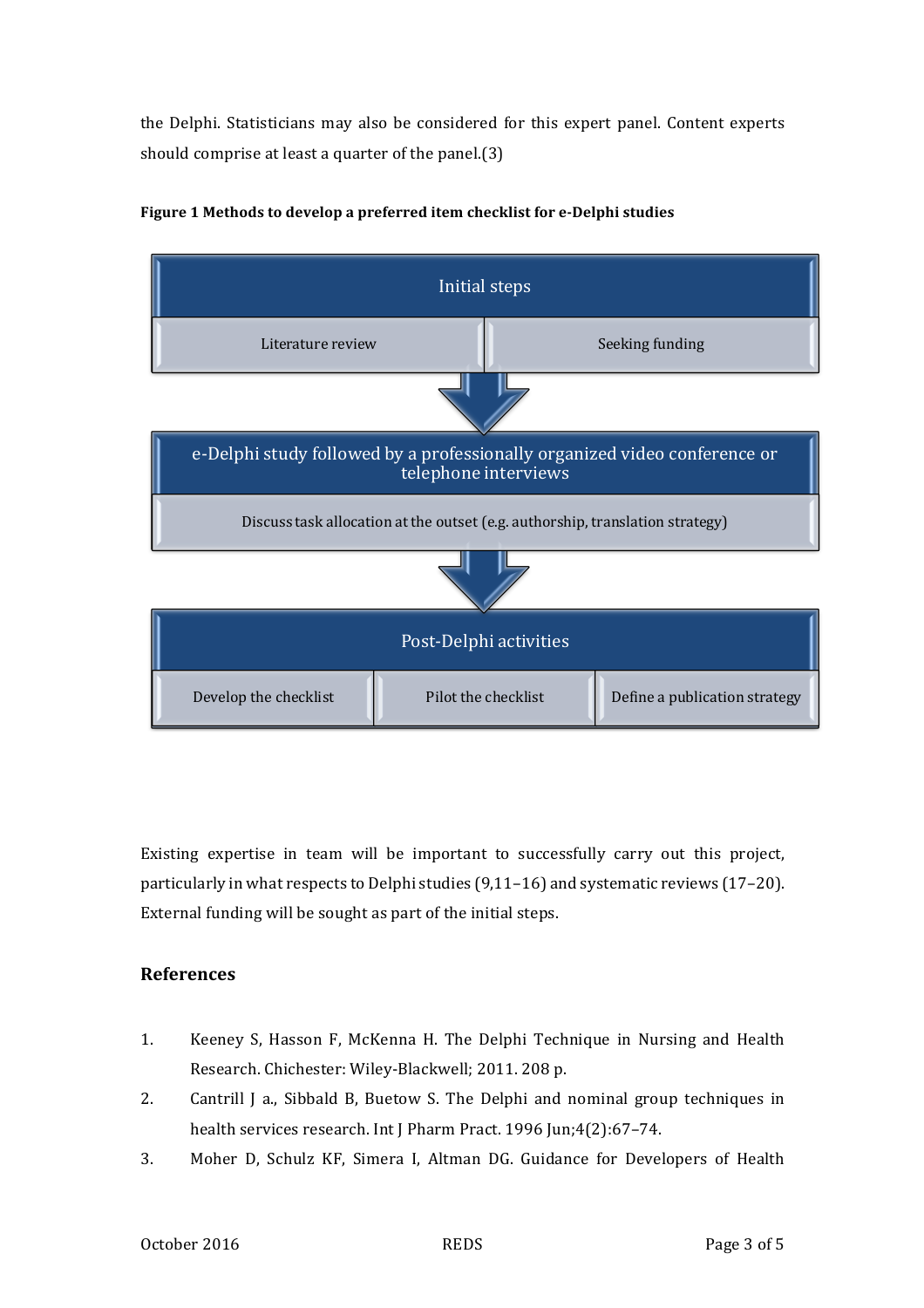the Delphi. Statisticians may also be considered for this expert panel. Content experts should comprise at least a quarter of the panel.(3)

**Figure 1 Methods to develop a preferred item checklist for e-Delphi studies**

Initial steps

Literature review | Seeking funding

e-Delphi study followed by a professionally organized video conference or telephone interviews

Discuss task allocation at the outset (e.g. authorship, translation strategy)

Post-Delphi activities

Develop the checklist | Pilot the checklist | Define a publication strategy

Existing expertise in team will be important to successfully carry out this project, particularly in what respects to Delphi studies (9,11–16) and systematic reviews (17–20). External funding will be sought as part of the initial steps.

## References

1. Keeney S, Hasson F, McKenna H. The Delphi Technique in Nursing and Health Research. Chichester: Wiley-Blackwell; 2011. 208 p.
2. Cantrill J a., Sibbald B, Buetow S. The Delphi and nominal group techniques in health services research. Int J Pharm Pract. 1996 Jun;4(2):67–74.
3. Moher D, Schulz KF, Simera I, Altman DG. Guidance for Developers of Health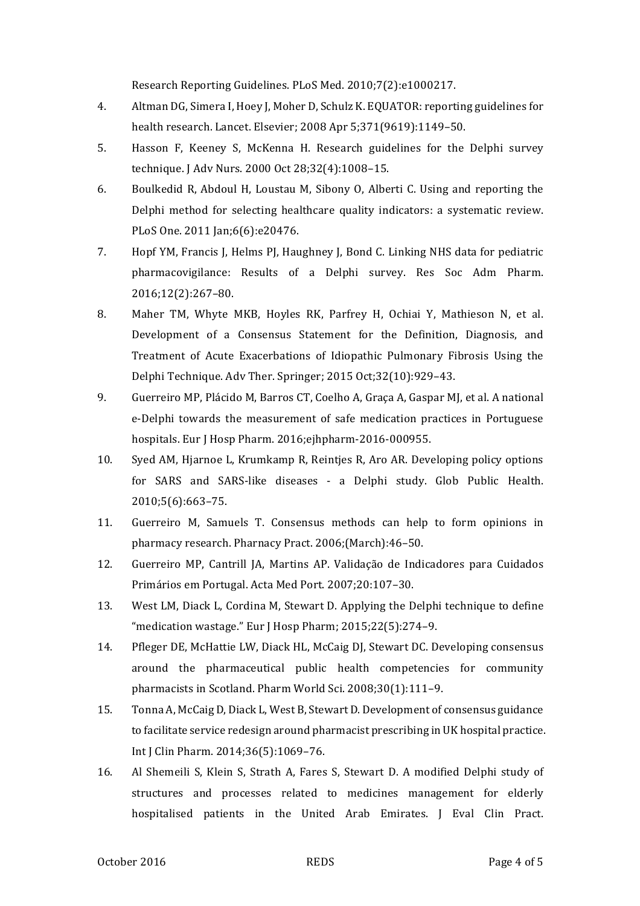Research Reporting Guidelines. PLoS Med. 2010;7(2):e1000217.

4. Altman DG, Simera I, Hoey J, Moher D, Schulz K. EQUATOR: reporting guidelines for health research. Lancet. Elsevier; 2008 Apr 5;371(9619):1149–50.
5. Hasson F, Keeney S, McKenna H. Research guidelines for the Delphi survey technique. J Adv Nurs. 2000 Oct 28;32(4):1008–15.
6. Boulkedid R, Abdoul H, Loustau M, Sibony O, Alberti C. Using and reporting the Delphi method for selecting healthcare quality indicators: a systematic review. PLoS One. 2011 Jan;6(6):e20476.
7. Hopf YM, Francis J, Helms PJ, Haughney J, Bond C. Linking NHS data for pediatric pharmacovigilance: Results of a Delphi survey. Res Soc Adm Pharm. 2016;12(2):267–80.
8. Maher TM, Whyte MKB, Hoyles RK, Parfrey H, Ochiai Y, Mathieson N, et al. Development of a Consensus Statement for the Definition, Diagnosis, and Treatment of Acute Exacerbations of Idiopathic Pulmonary Fibrosis Using the Delphi Technique. Adv Ther. Springer; 2015 Oct;32(10):929–43.
9. Guerreiro MP, Plácido M, Barros CT, Coelho A, Graça A, Gaspar MJ, et al. A national e-Delphi towards the measurement of safe medication practices in Portuguese hospitals. Eur J Hosp Pharm. 2016;ejhpharm-2016-000955.
10. Syed AM, Hjarnoe L, Krumkamp R, Reintjes R, Aro AR. Developing policy options for SARS and SARS-like diseases - a Delphi study. Glob Public Health. 2010;5(6):663–75.
11. Guerreiro M, Samuels T. Consensus methods can help to form opinions in pharmacy research. Pharnacy Pract. 2006;(March):46–50.
12. Guerreiro MP, Cantrill JA, Martins AP. Validação de Indicadores para Cuidados Primários em Portugal. Acta Med Port. 2007;20:107–30.
13. West LM, Diack L, Cordina M, Stewart D. Applying the Delphi technique to define "medication wastage." Eur J Hosp Pharm; 2015;22(5):274–9.
14. Pfleger DE, McHattie LW, Diack HL, McCaig DJ, Stewart DC. Developing consensus around the pharmaceutical public health competencies for community pharmacists in Scotland. Pharm World Sci. 2008;30(1):111–9.
15. Tonna A, McCaig D, Diack L, West B, Stewart D. Development of consensus guidance to facilitate service redesign around pharmacist prescribing in UK hospital practice. Int J Clin Pharm. 2014;36(5):1069–76.
16. Al Shemeili S, Klein S, Strath A, Fares S, Stewart D. A modified Delphi study of structures and processes related to medicines management for elderly hospitalised patients in the United Arab Emirates. J Eval Clin Pract.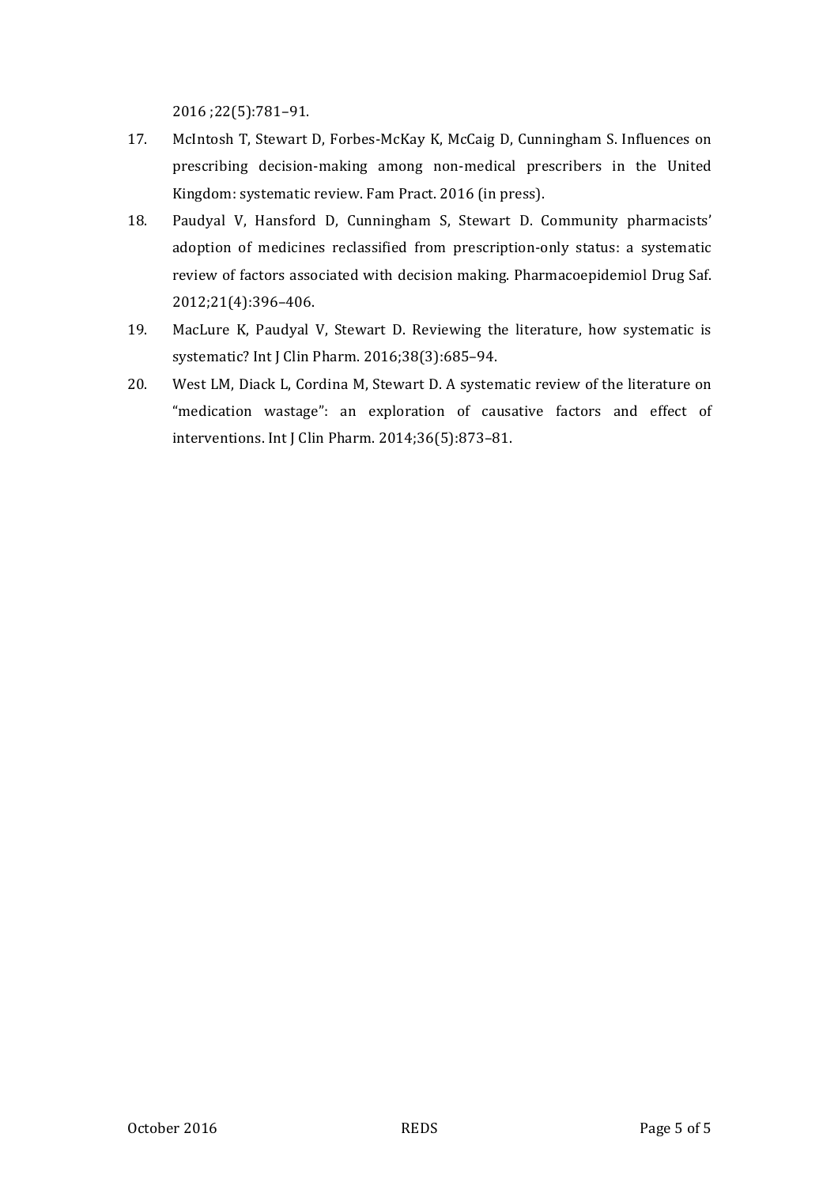2016 ;22(5):781–91.

17. McIntosh T, Stewart D, Forbes-McKay K, McCaig D, Cunningham S. Influences on prescribing decision-making among non-medical prescribers in the United Kingdom: systematic review. Fam Pract. 2016 (in press).
18. Paudyal V, Hansford D, Cunningham S, Stewart D. Community pharmacists' adoption of medicines reclassified from prescription-only status: a systematic review of factors associated with decision making. Pharmacoepidemiol Drug Saf. 2012;21(4):396–406.
19. MacLure K, Paudyal V, Stewart D. Reviewing the literature, how systematic is systematic? Int J Clin Pharm. 2016;38(3):685–94.
20. West LM, Diack L, Cordina M, Stewart D. A systematic review of the literature on "medication wastage": an exploration of causative factors and effect of interventions. Int J Clin Pharm. 2014;36(5):873–81.